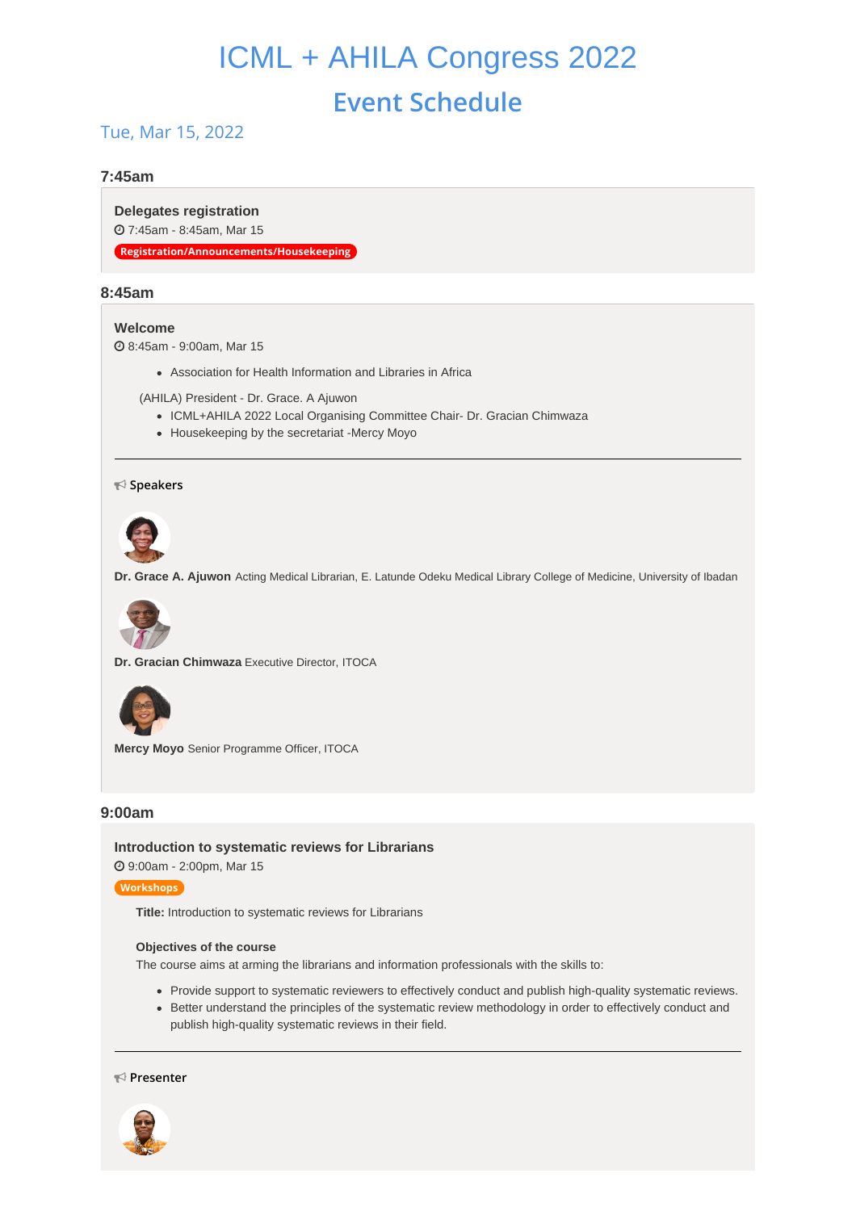# ICML + AHILA Congress 2022

## Event Schedule

Tue, Mar 15, 2022

### 7:45am

**Delegates registration**

7:45am - 8:45am, Mar 15

Registration/Announcements/Housekeeping

### 8:45am

**Welcome**

8:45am - 9:00am, Mar 15

- Association for Health Information and Libraries in Africa

(AHILA) President - Dr. Grace. A Ajuwon

- ICML+AHILA 2022 Local Organising Committee Chair- Dr. Gracian Chimwaza
- Housekeeping by the secretariat -Mercy Moyo

---

**Speakers**

**Dr. Grace A. Ajuwon** Acting Medical Librarian, E. Latunde Odeku Medical Library College of Medicine, University of Ibadan

**Dr. Gracian Chimwaza** Executive Director, ITOCA

**Mercy Moyo** Senior Programme Officer, ITOCA

### 9:00am

**Introduction to systematic reviews for Librarians**

9:00am - 2:00pm, Mar 15

Workshops

**Title:** Introduction to systematic reviews for Librarians

**Objectives of the course**

The course aims at arming the librarians and information professionals with the skills to:

- Provide support to systematic reviewers to effectively conduct and publish high-quality systematic reviews.
- Better understand the principles of the systematic review methodology in order to effectively conduct and publish high-quality systematic reviews in their field.

---

**Presenter**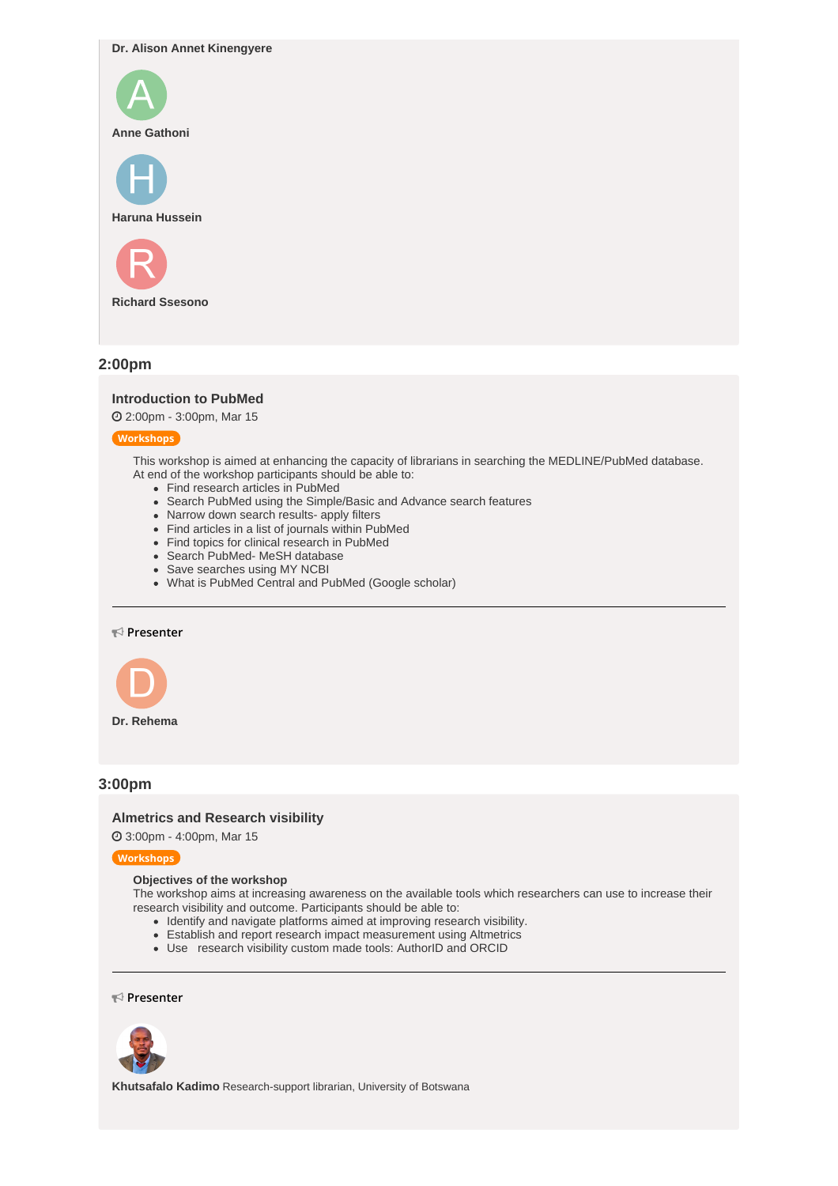**Dr. Alison Annet Kinengyere**

**Anne Gathoni**

**Haruna Hussein**

**Richard Ssesono**

## 2:00pm

### Introduction to PubMed

2:00pm - 3:00pm, Mar 15

Workshops

This workshop is aimed at enhancing the capacity of librarians in searching the MEDLINE/PubMed database. At end of the workshop participants should be able to:

- Find research articles in PubMed
- Search PubMed using the Simple/Basic and Advance search features
- Narrow down search results- apply filters
- Find articles in a list of journals within PubMed
- Find topics for clinical research in PubMed
- Search PubMed- MeSH database
- Save searches using MY NCBI
- What is PubMed Central and PubMed (Google scholar)

---

Presenter

**Dr. Rehema**

## 3:00pm

### Almetrics and Research visibility

3:00pm - 4:00pm, Mar 15

Workshops

**Objectives of the workshop**

The workshop aims at increasing awareness on the available tools which researchers can use to increase their research visibility and outcome. Participants should be able to:

- Identify and navigate platforms aimed at improving research visibility.
- Establish and report research impact measurement using Altmetrics
- Use research visibility custom made tools: AuthorID and ORCID

---

Presenter

**Khutsafalo Kadimo** Research-support librarian, University of Botswana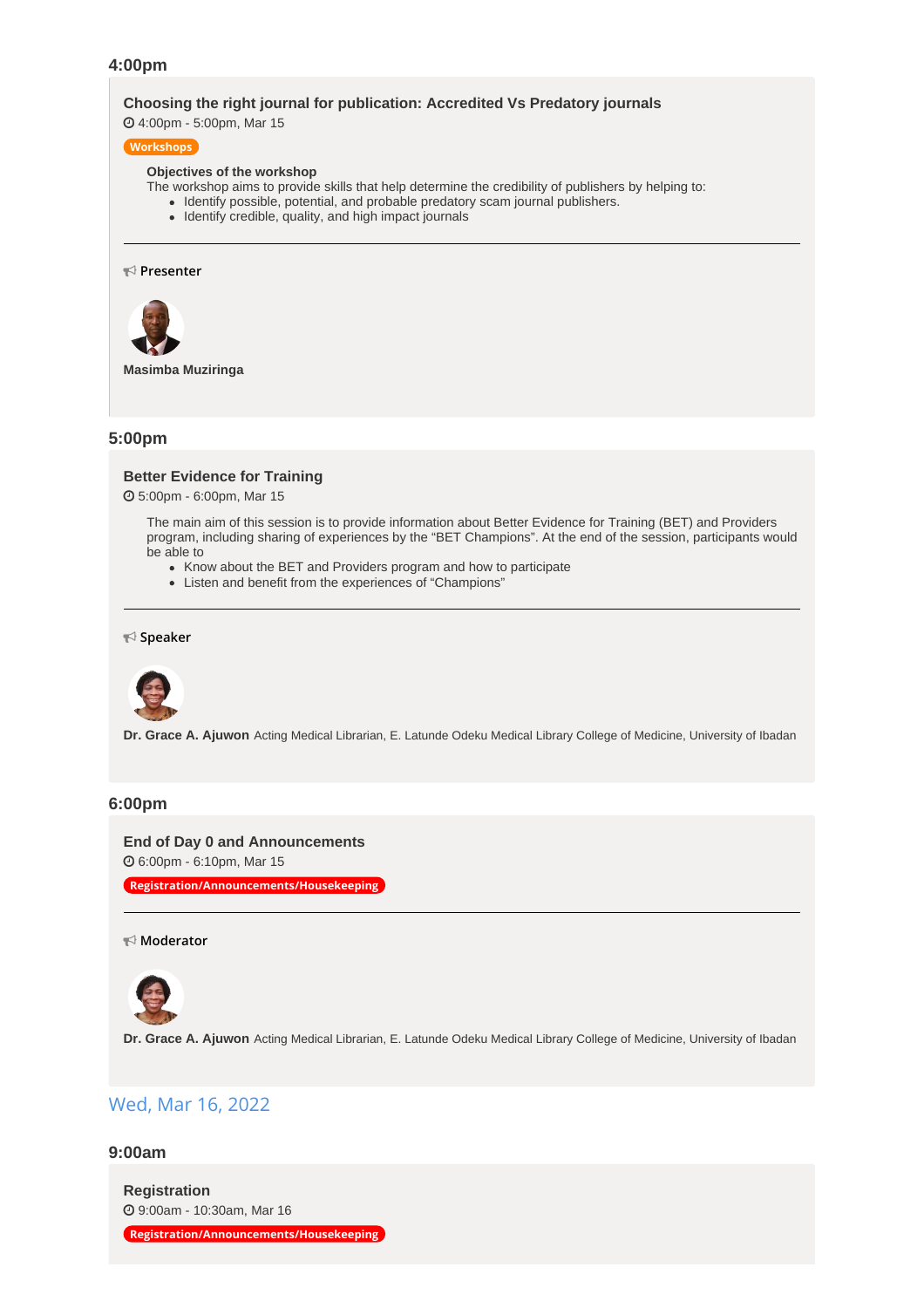### 4:00pm

#### Choosing the right journal for publication: Accredited Vs Predatory journals

4:00pm - 5:00pm, Mar 15

Workshops

**Objectives of the workshop**

The workshop aims to provide skills that help determine the credibility of publishers by helping to:

- Identify possible, potential, and probable predatory scam journal publishers.
- Identify credible, quality, and high impact journals

---

**Presenter**

**Masimba Muziringa**

### 5:00pm

#### Better Evidence for Training

5:00pm - 6:00pm, Mar 15

The main aim of this session is to provide information about Better Evidence for Training (BET) and Providers program, including sharing of experiences by the "BET Champions". At the end of the session, participants would be able to

- Know about the BET and Providers program and how to participate
- Listen and benefit from the experiences of "Champions"

---

**Speaker**

**Dr. Grace A. Ajuwon** Acting Medical Librarian, E. Latunde Odeku Medical Library College of Medicine, University of Ibadan

### 6:00pm

#### End of Day 0 and Announcements

6:00pm - 6:10pm, Mar 15

Registration/Announcements/Housekeeping

---

**Moderator**

**Dr. Grace A. Ajuwon** Acting Medical Librarian, E. Latunde Odeku Medical Library College of Medicine, University of Ibadan

## Wed, Mar 16, 2022

### 9:00am

#### Registration

9:00am - 10:30am, Mar 16

Registration/Announcements/Housekeeping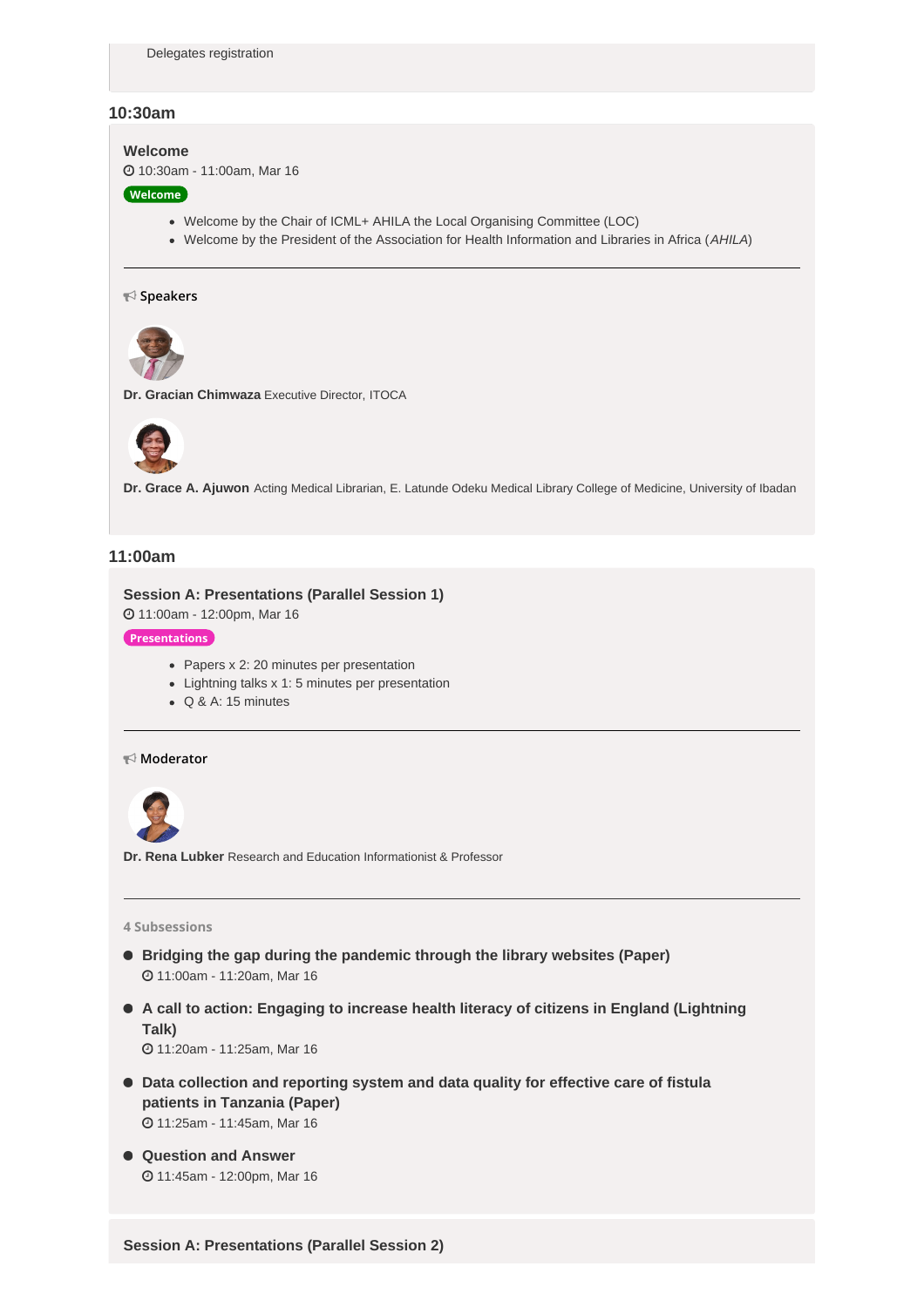Delegates registration

## 10:30am

### Welcome

10:30am - 11:00am, Mar 16

Welcome

- Welcome by the Chair of ICML+ AHILA the Local Organising Committee (LOC)
- Welcome by the President of the Association for Health Information and Libraries in Africa (*AHILA*)

---

**Speakers**

**Dr. Gracian Chimwaza** Executive Director, ITOCA

**Dr. Grace A. Ajuwon** Acting Medical Librarian, E. Latunde Odeku Medical Library College of Medicine, University of Ibadan

## 11:00am

### Session A: Presentations (Parallel Session 1)

11:00am - 12:00pm, Mar 16

Presentations

- Papers x 2: 20 minutes per presentation
- Lightning talks x 1: 5 minutes per presentation
- Q & A: 15 minutes

---

**Moderator**

**Dr. Rena Lubker** Research and Education Informationist & Professor

---

4 Subsessions

- **Bridging the gap during the pandemic through the library websites (Paper)**
  11:00am - 11:20am, Mar 16
- **A call to action: Engaging to increase health literacy of citizens in England (Lightning Talk)**
  11:20am - 11:25am, Mar 16
- **Data collection and reporting system and data quality for effective care of fistula patients in Tanzania (Paper)**
  11:25am - 11:45am, Mar 16
- **Question and Answer**
  11:45am - 12:00pm, Mar 16

### Session A: Presentations (Parallel Session 2)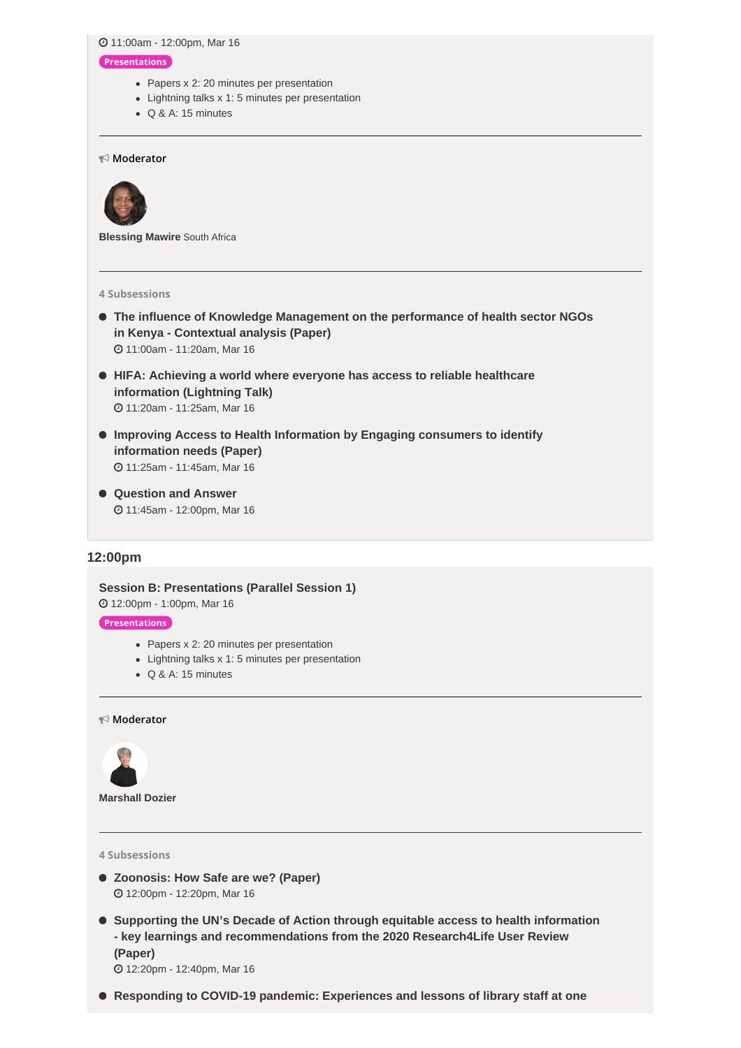11:00am - 12:00pm, Mar 16

Presentations

- Papers x 2: 20 minutes per presentation
- Lightning talks x 1: 5 minutes per presentation
- Q & A: 15 minutes

---

Moderator

**Blessing Mawire** South Africa

---

4 Subsessions

- **The influence of Knowledge Management on the performance of health sector NGOs in Kenya - Contextual analysis (Paper)**
  11:00am - 11:20am, Mar 16
- **HIFA: Achieving a world where everyone has access to reliable healthcare information (Lightning Talk)**
  11:20am - 11:25am, Mar 16
- **Improving Access to Health Information by Engaging consumers to identify information needs (Paper)**
  11:25am - 11:45am, Mar 16
- **Question and Answer**
  11:45am - 12:00pm, Mar 16

## 12:00pm

### Session B: Presentations (Parallel Session 1)

12:00pm - 1:00pm, Mar 16

Presentations

- Papers x 2: 20 minutes per presentation
- Lightning talks x 1: 5 minutes per presentation
- Q & A: 15 minutes

---

Moderator

**Marshall Dozier**

---

4 Subsessions

- **Zoonosis: How Safe are we? (Paper)**
  12:00pm - 12:20pm, Mar 16
- **Supporting the UN's Decade of Action through equitable access to health information - key learnings and recommendations from the 2020 Research4Life User Review (Paper)**
  12:20pm - 12:40pm, Mar 16
- **Responding to COVID-19 pandemic: Experiences and lessons of library staff at one**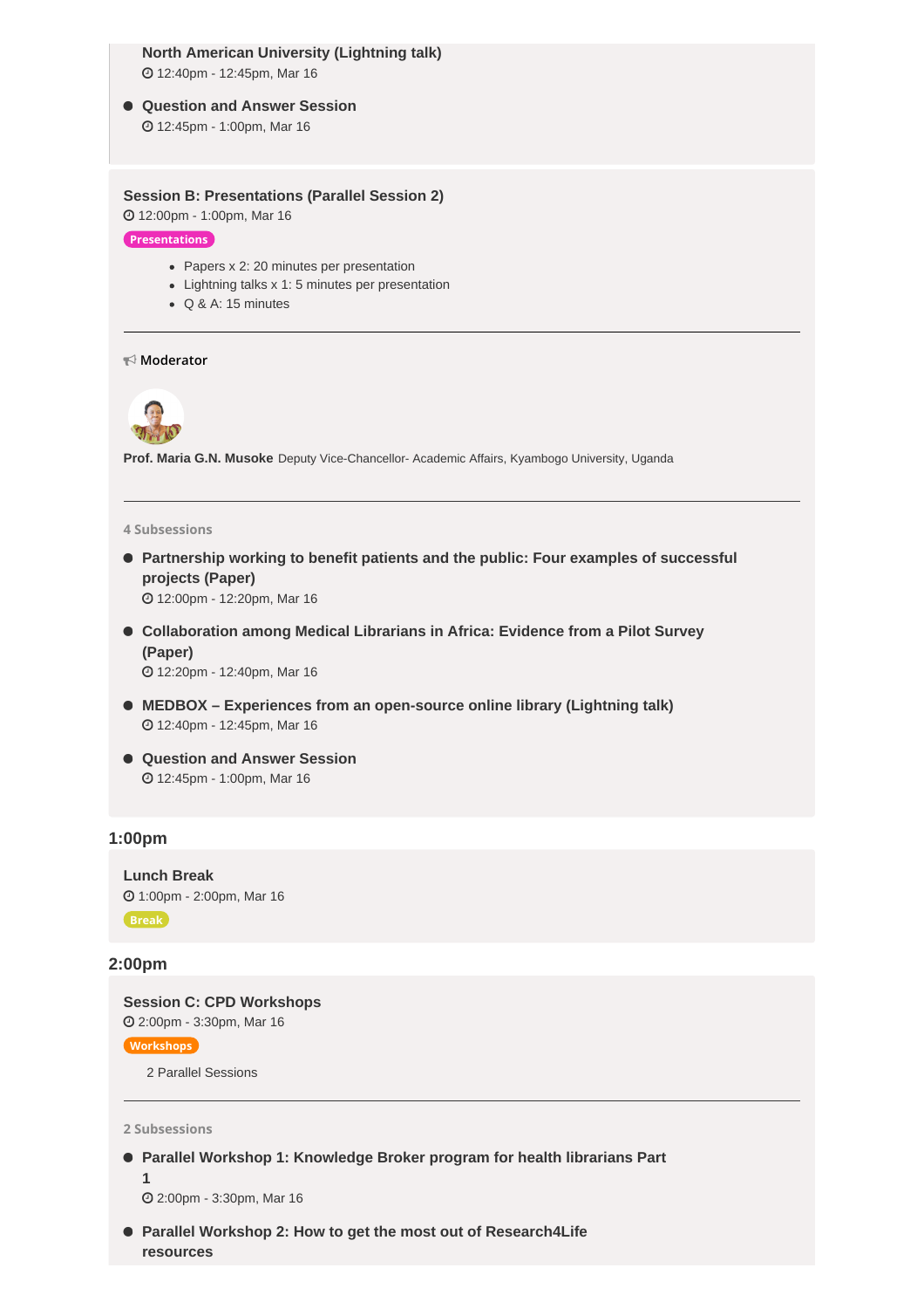North American University (Lightning talk)
12:40pm - 12:45pm, Mar 16

- **Question and Answer Session**
  12:45pm - 1:00pm, Mar 16

### Session B: Presentations (Parallel Session 2)

12:00pm - 1:00pm, Mar 16

Presentations

- Papers x 2: 20 minutes per presentation
- Lightning talks x 1: 5 minutes per presentation
- Q & A: 15 minutes

---

Moderator

**Prof. Maria G.N. Musoke** Deputy Vice-Chancellor- Academic Affairs, Kyambogo University, Uganda

---

4 Subsessions

- **Partnership working to benefit patients and the public: Four examples of successful projects (Paper)**
  12:00pm - 12:20pm, Mar 16
- **Collaboration among Medical Librarians in Africa: Evidence from a Pilot Survey (Paper)**
  12:20pm - 12:40pm, Mar 16
- **MEDBOX – Experiences from an open-source online library (Lightning talk)**
  12:40pm - 12:45pm, Mar 16
- **Question and Answer Session**
  12:45pm - 1:00pm, Mar 16

## 1:00pm

### Lunch Break

1:00pm - 2:00pm, Mar 16

Break

## 2:00pm

### Session C: CPD Workshops

2:00pm - 3:30pm, Mar 16

Workshops

2 Parallel Sessions

---

2 Subsessions

- **Parallel Workshop 1: Knowledge Broker program for health librarians Part 1**
  2:00pm - 3:30pm, Mar 16
- **Parallel Workshop 2: How to get the most out of Research4Life resources**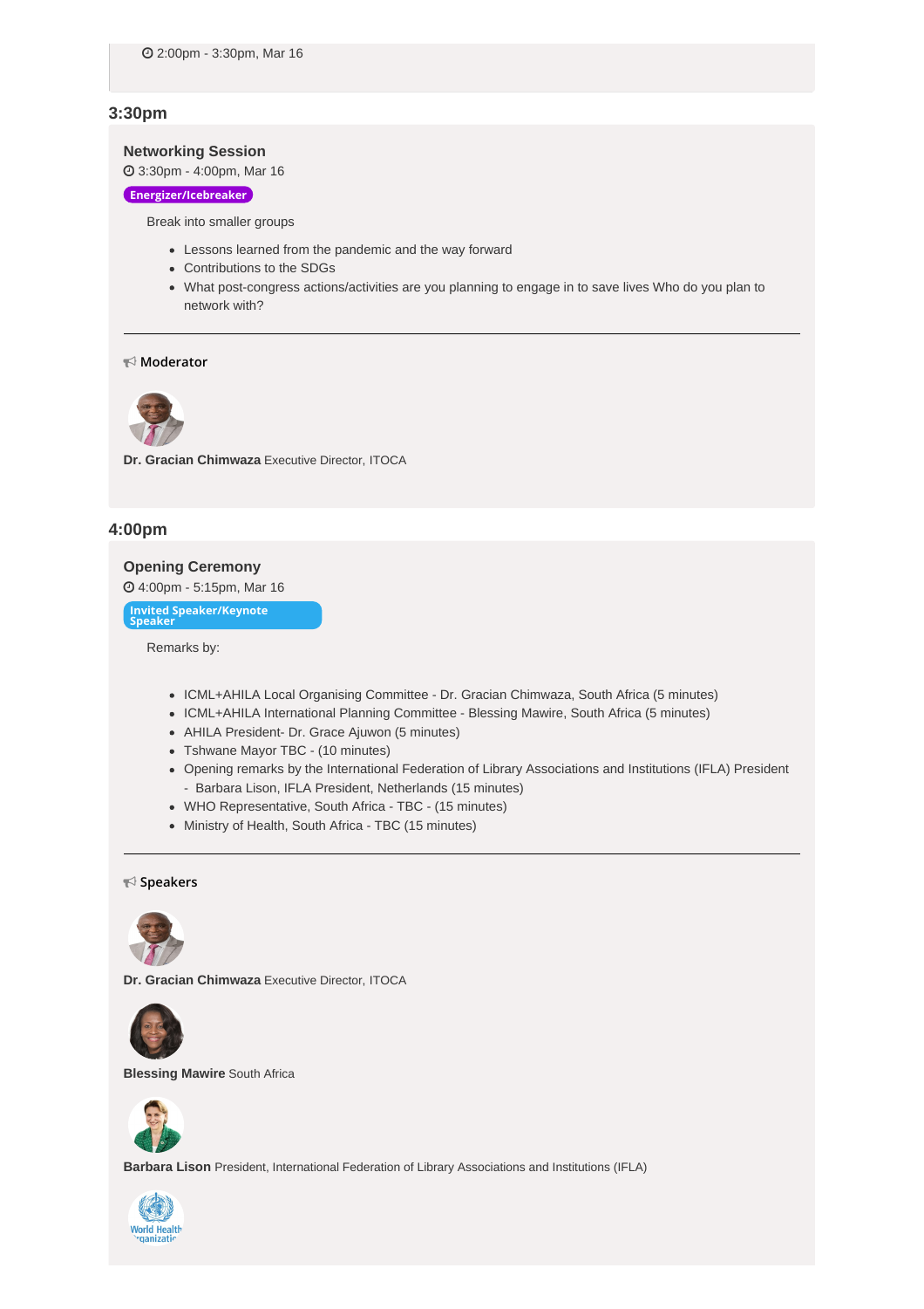2:00pm - 3:30pm, Mar 16

## 3:30pm

### Networking Session

3:30pm - 4:00pm, Mar 16

Energizer/Icebreaker

Break into smaller groups

- Lessons learned from the pandemic and the way forward
- Contributions to the SDGs
- What post-congress actions/activities are you planning to engage in to save lives Who do you plan to network with?

---

**Moderator**

**Dr. Gracian Chimwaza** Executive Director, ITOCA

## 4:00pm

### Opening Ceremony

4:00pm - 5:15pm, Mar 16

Invited Speaker/Keynote Speaker

Remarks by:

- ICML+AHILA Local Organising Committee - Dr. Gracian Chimwaza, South Africa (5 minutes)
- ICML+AHILA International Planning Committee - Blessing Mawire, South Africa (5 minutes)
- AHILA President- Dr. Grace Ajuwon (5 minutes)
- Tshwane Mayor TBC - (10 minutes)
- Opening remarks by the International Federation of Library Associations and Institutions (IFLA) President - Barbara Lison, IFLA President, Netherlands (15 minutes)
- WHO Representative, South Africa - TBC - (15 minutes)
- Ministry of Health, South Africa - TBC (15 minutes)

---

**Speakers**

**Dr. Gracian Chimwaza** Executive Director, ITOCA

**Blessing Mawire** South Africa

**Barbara Lison** President, International Federation of Library Associations and Institutions (IFLA)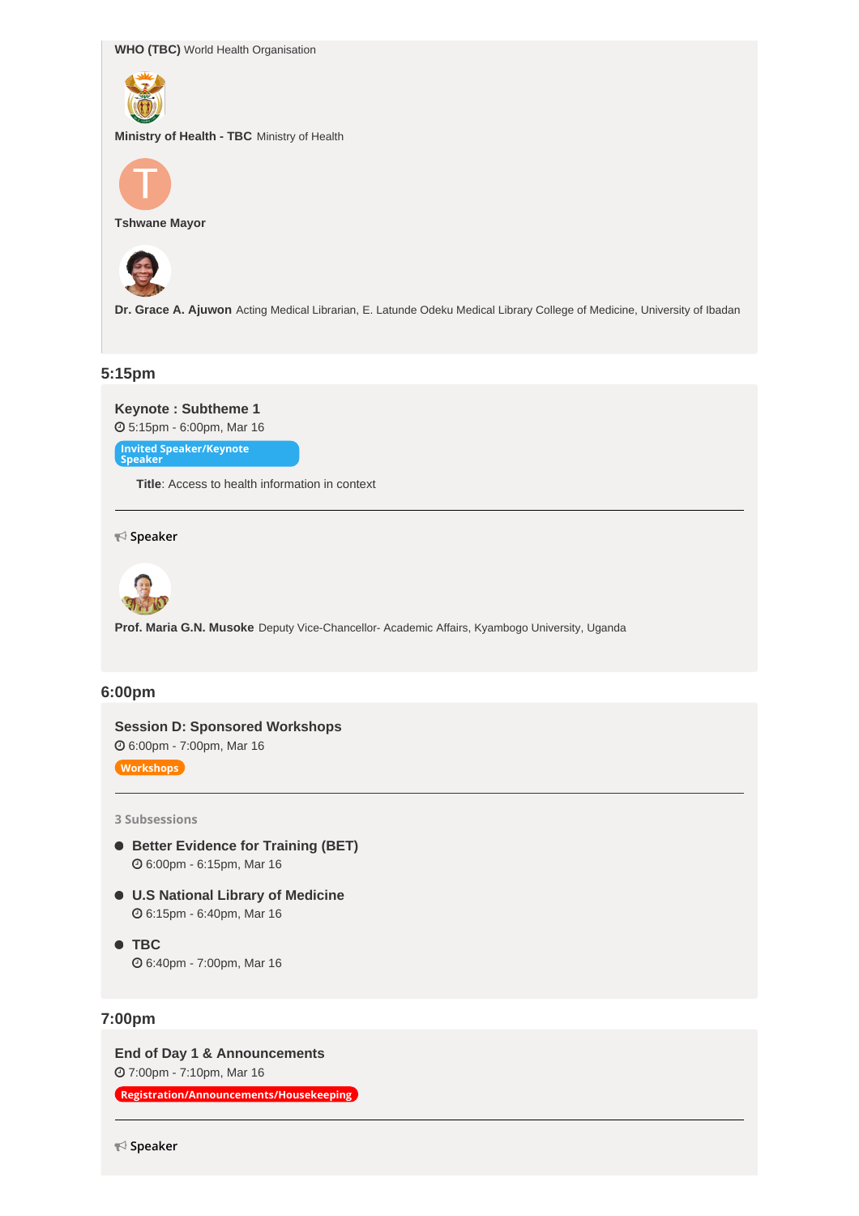**WHO (TBC)** World Health Organisation

**Ministry of Health - TBC** Ministry of Health

T

**Tshwane Mayor**

**Dr. Grace A. Ajuwon** Acting Medical Librarian, E. Latunde Odeku Medical Library College of Medicine, University of Ibadan

## 5:15pm

### Keynote : Subtheme 1

5:15pm - 6:00pm, Mar 16

Invited Speaker/Keynote Speaker

**Title**: Access to health information in context

---

Speaker

**Prof. Maria G.N. Musoke** Deputy Vice-Chancellor- Academic Affairs, Kyambogo University, Uganda

## 6:00pm

### Session D: Sponsored Workshops

6:00pm - 7:00pm, Mar 16

Workshops

---

3 Subsessions

- **Better Evidence for Training (BET)**
  6:00pm - 6:15pm, Mar 16
- **U.S National Library of Medicine**
  6:15pm - 6:40pm, Mar 16
- **TBC**
  6:40pm - 7:00pm, Mar 16

## 7:00pm

### End of Day 1 & Announcements

7:00pm - 7:10pm, Mar 16

Registration/Announcements/Housekeeping

---

Speaker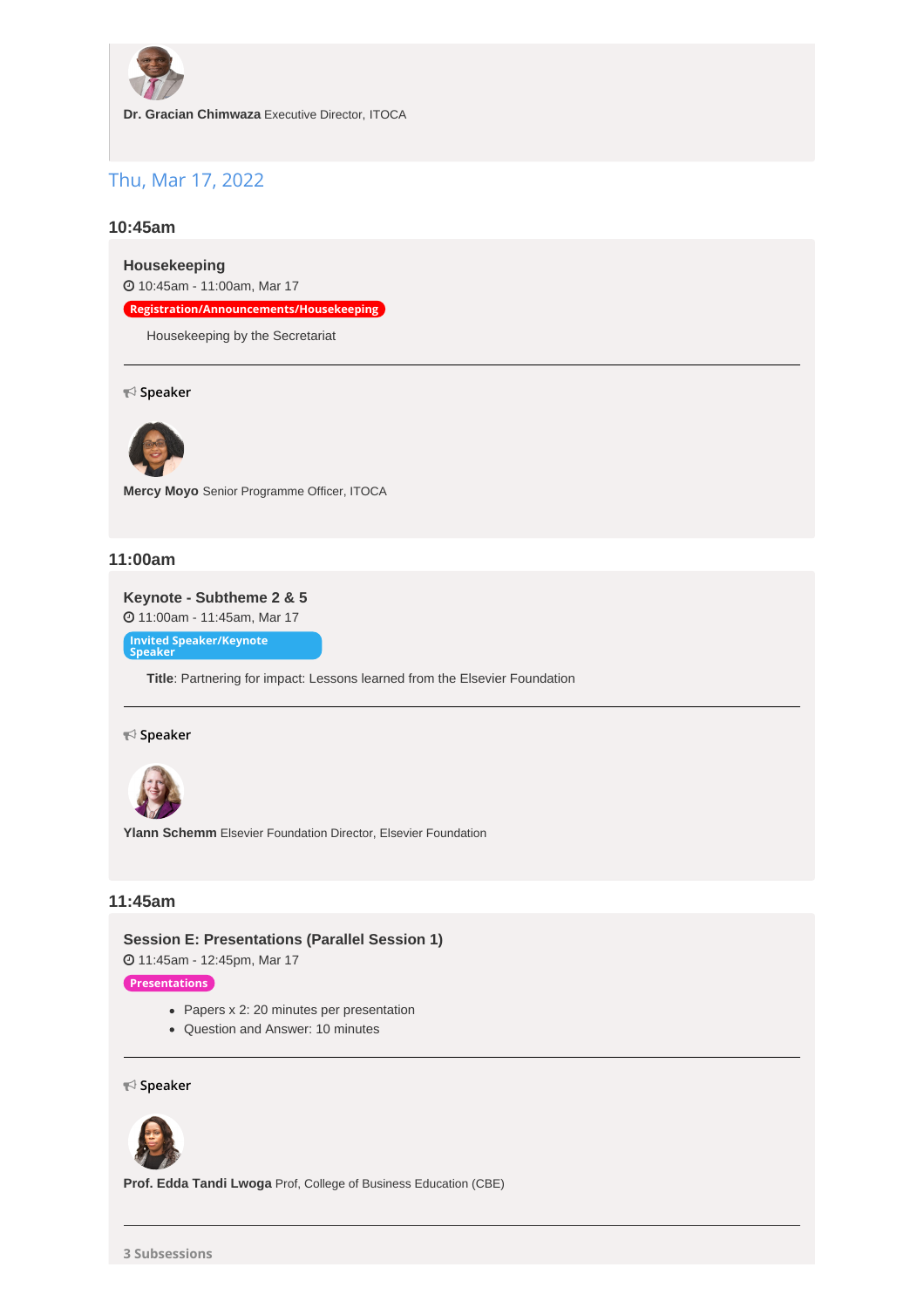**Dr. Gracian Chimwaza** Executive Director, ITOCA

## Thu, Mar 17, 2022

### 10:45am

**Housekeeping**

10:45am - 11:00am, Mar 17

Registration/Announcements/Housekeeping

Housekeeping by the Secretariat

---

Speaker

**Mercy Moyo** Senior Programme Officer, ITOCA

### 11:00am

**Keynote - Subtheme 2 & 5**

11:00am - 11:45am, Mar 17

Invited Speaker/Keynote Speaker

**Title**: Partnering for impact: Lessons learned from the Elsevier Foundation

---

Speaker

**Ylann Schemm** Elsevier Foundation Director, Elsevier Foundation

### 11:45am

**Session E: Presentations (Parallel Session 1)**

11:45am - 12:45pm, Mar 17

Presentations

- Papers x 2: 20 minutes per presentation
- Question and Answer: 10 minutes

---

Speaker

**Prof. Edda Tandi Lwoga** Prof, College of Business Education (CBE)

---

3 Subsessions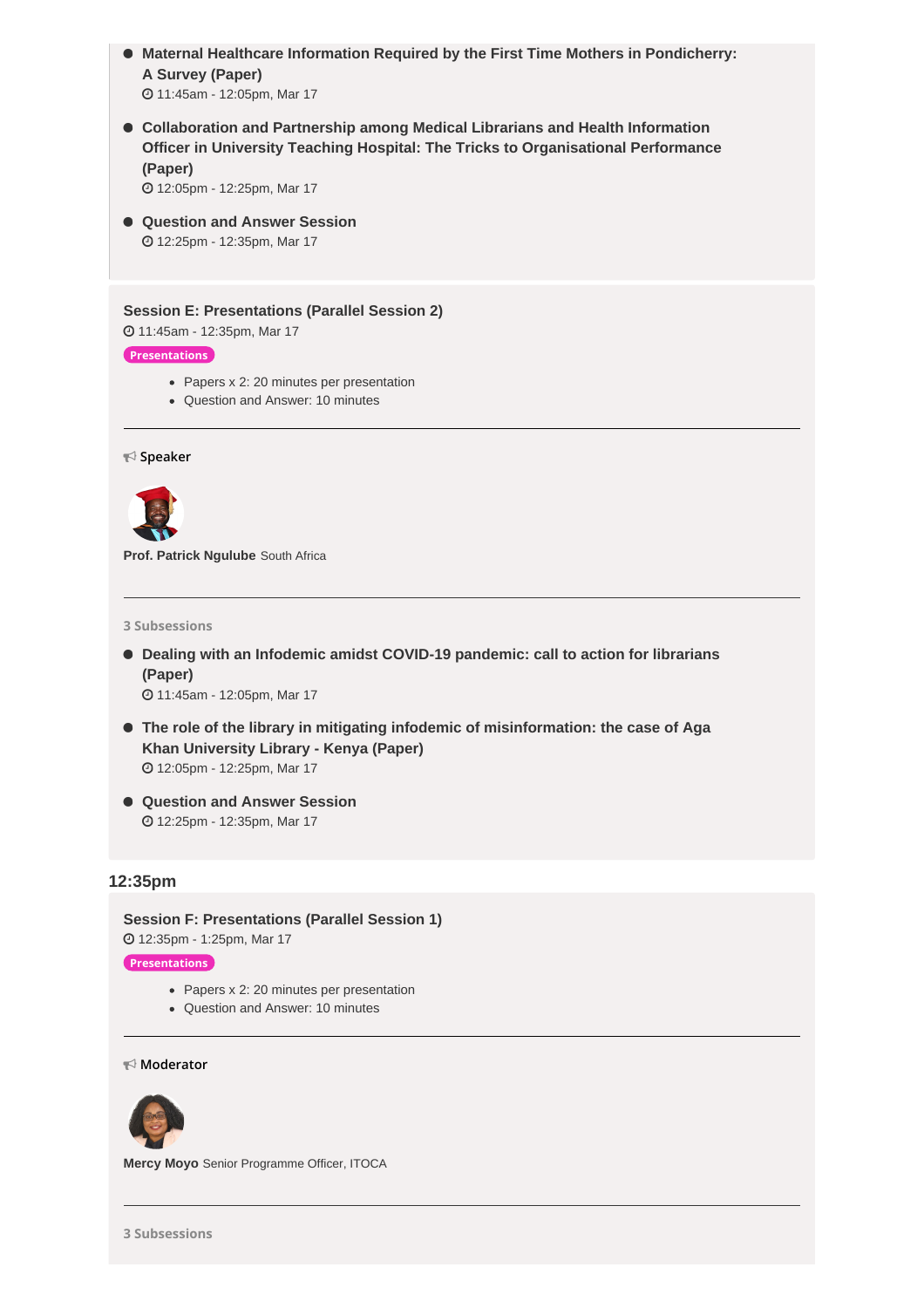- **Maternal Healthcare Information Required by the First Time Mothers in Pondicherry: A Survey (Paper)**
  11:45am - 12:05pm, Mar 17

- **Collaboration and Partnership among Medical Librarians and Health Information Officer in University Teaching Hospital: The Tricks to Organisational Performance (Paper)**
  12:05pm - 12:25pm, Mar 17

- **Question and Answer Session**
  12:25pm - 12:35pm, Mar 17

### Session E: Presentations (Parallel Session 2)

11:45am - 12:35pm, Mar 17

Presentations

- Papers x 2: 20 minutes per presentation
- Question and Answer: 10 minutes

---

**Speaker**

**Prof. Patrick Ngulube** South Africa

---

**3 Subsessions**

- **Dealing with an Infodemic amidst COVID-19 pandemic: call to action for librarians (Paper)**
  11:45am - 12:05pm, Mar 17

- **The role of the library in mitigating infodemic of misinformation: the case of Aga Khan University Library - Kenya (Paper)**
  12:05pm - 12:25pm, Mar 17

- **Question and Answer Session**
  12:25pm - 12:35pm, Mar 17

## 12:35pm

### Session F: Presentations (Parallel Session 1)

12:35pm - 1:25pm, Mar 17

Presentations

- Papers x 2: 20 minutes per presentation
- Question and Answer: 10 minutes

---

**Moderator**

**Mercy Moyo** Senior Programme Officer, ITOCA

---

**3 Subsessions**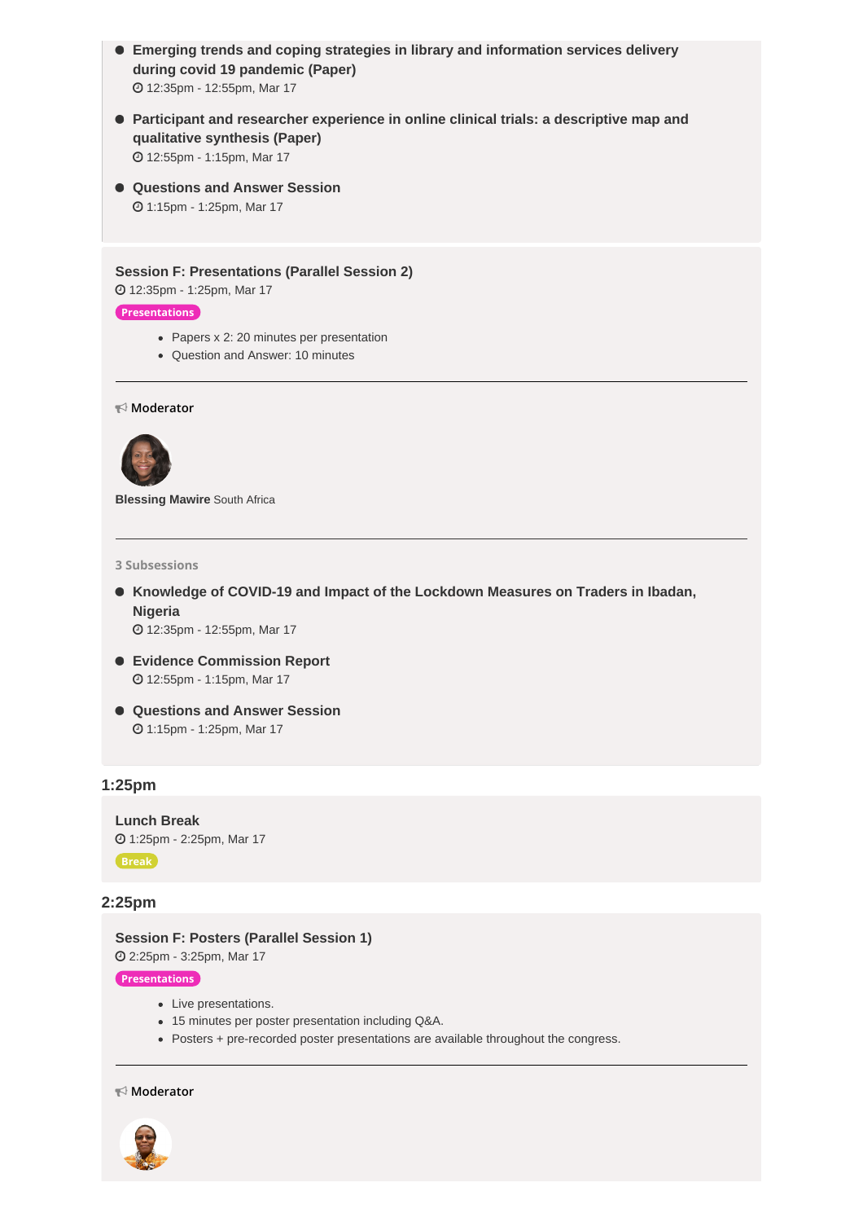- **Emerging trends and coping strategies in library and information services delivery during covid 19 pandemic (Paper)**
  12:35pm - 12:55pm, Mar 17
- **Participant and researcher experience in online clinical trials: a descriptive map and qualitative synthesis (Paper)**
  12:55pm - 1:15pm, Mar 17
- **Questions and Answer Session**
  1:15pm - 1:25pm, Mar 17

### Session F: Presentations (Parallel Session 2)

12:35pm - 1:25pm, Mar 17

Presentations

- Papers x 2: 20 minutes per presentation
- Question and Answer: 10 minutes

---

Moderator

**Blessing Mawire** South Africa

---

3 Subsessions

- **Knowledge of COVID-19 and Impact of the Lockdown Measures on Traders in Ibadan, Nigeria**
  12:35pm - 12:55pm, Mar 17
- **Evidence Commission Report**
  12:55pm - 1:15pm, Mar 17
- **Questions and Answer Session**
  1:15pm - 1:25pm, Mar 17

## 1:25pm

### Lunch Break

1:25pm - 2:25pm, Mar 17

Break

## 2:25pm

### Session F: Posters (Parallel Session 1)

2:25pm - 3:25pm, Mar 17

Presentations

- Live presentations.
- 15 minutes per poster presentation including Q&A.
- Posters + pre-recorded poster presentations are available throughout the congress.

---

Moderator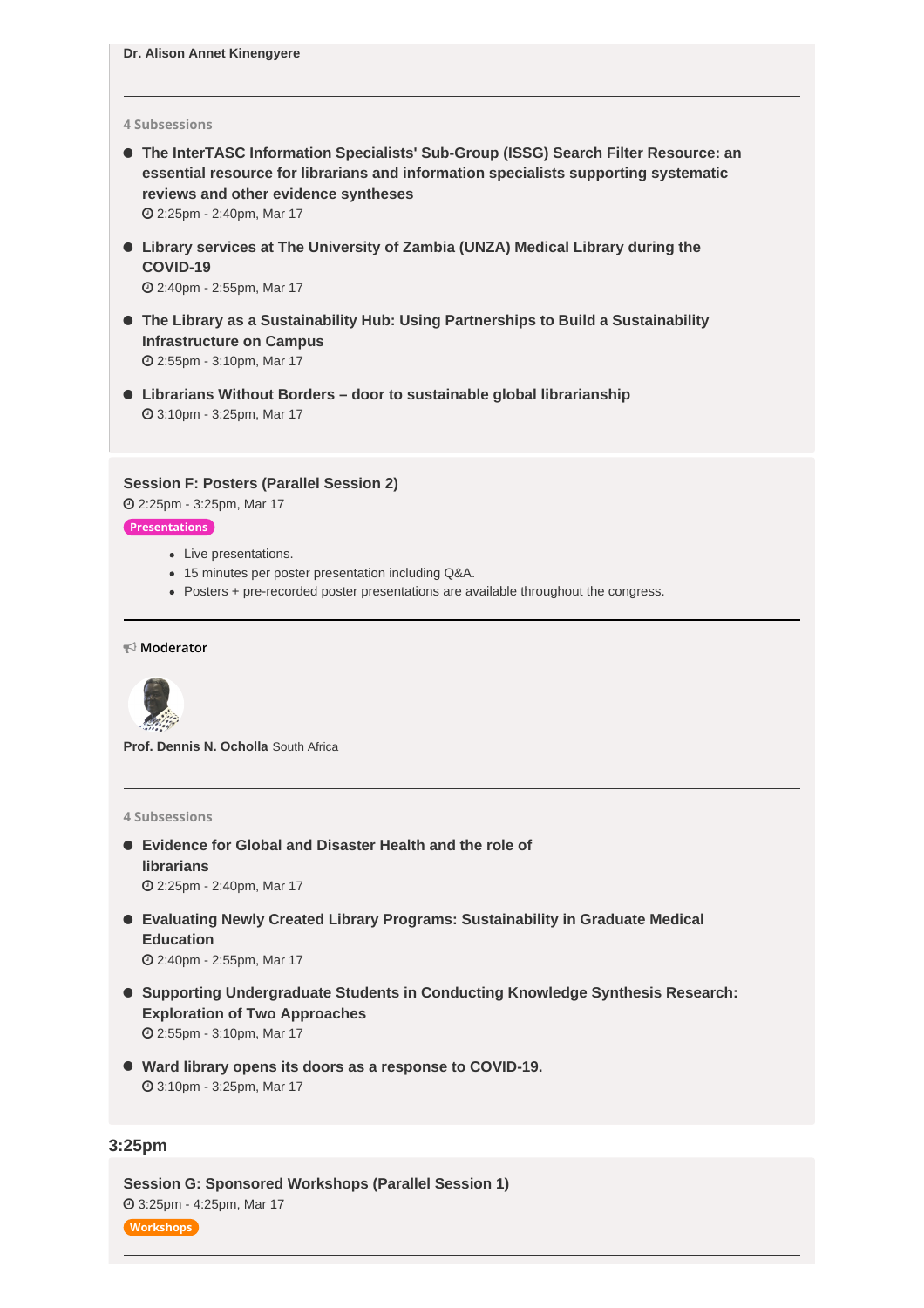**Dr. Alison Annet Kinengyere**

---

4 Subsessions

- **The InterTASC Information Specialists' Sub-Group (ISSG) Search Filter Resource: an essential resource for librarians and information specialists supporting systematic reviews and other evidence syntheses**
  2:25pm - 2:40pm, Mar 17
- **Library services at The University of Zambia (UNZA) Medical Library during the COVID-19**
  2:40pm - 2:55pm, Mar 17
- **The Library as a Sustainability Hub: Using Partnerships to Build a Sustainability Infrastructure on Campus**
  2:55pm - 3:10pm, Mar 17
- **Librarians Without Borders – door to sustainable global librarianship**
  3:10pm - 3:25pm, Mar 17

### Session F: Posters (Parallel Session 2)

2:25pm - 3:25pm, Mar 17

Presentations

- Live presentations.
- 15 minutes per poster presentation including Q&A.
- Posters + pre-recorded poster presentations are available throughout the congress.

---

Moderator

**Prof. Dennis N. Ocholla** South Africa

---

4 Subsessions

- **Evidence for Global and Disaster Health and the role of librarians**
  2:25pm - 2:40pm, Mar 17
- **Evaluating Newly Created Library Programs: Sustainability in Graduate Medical Education**
  2:40pm - 2:55pm, Mar 17
- **Supporting Undergraduate Students in Conducting Knowledge Synthesis Research: Exploration of Two Approaches**
  2:55pm - 3:10pm, Mar 17
- **Ward library opens its doors as a response to COVID-19.**
  3:10pm - 3:25pm, Mar 17

## 3:25pm

### Session G: Sponsored Workshops (Parallel Session 1)

3:25pm - 4:25pm, Mar 17

Workshops

---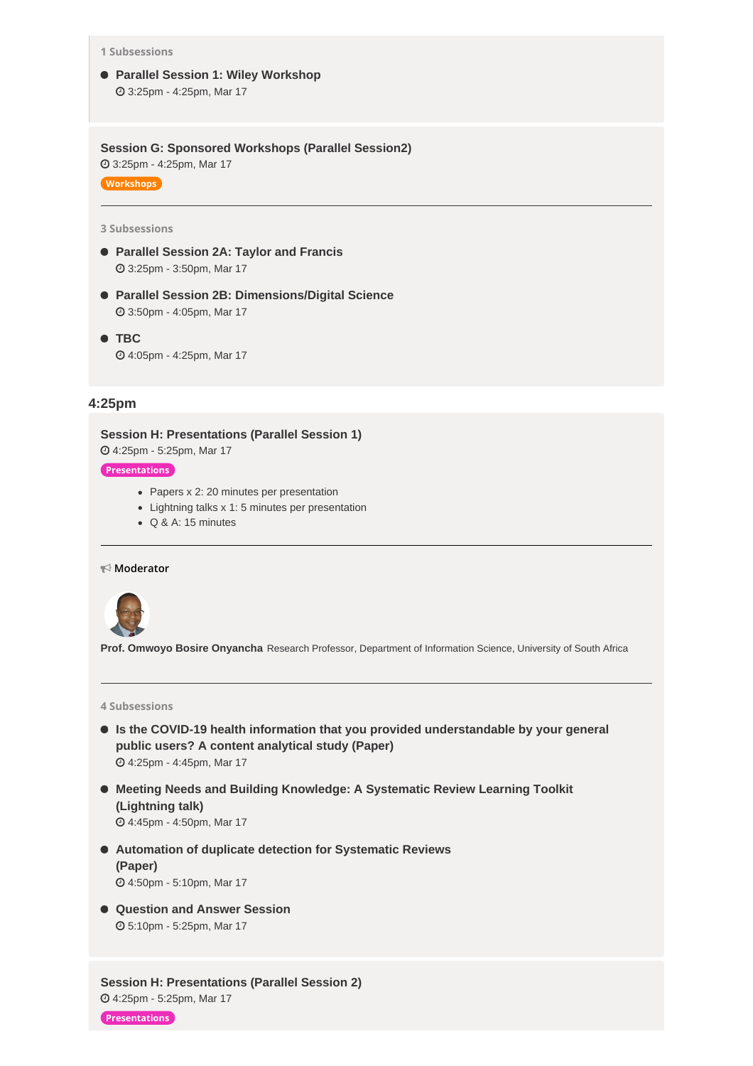1 Subsessions

- **Parallel Session 1: Wiley Workshop**
  3:25pm - 4:25pm, Mar 17

**Session G: Sponsored Workshops (Parallel Session2)**
3:25pm - 4:25pm, Mar 17
Workshops

3 Subsessions

- **Parallel Session 2A: Taylor and Francis**
  3:25pm - 3:50pm, Mar 17
- **Parallel Session 2B: Dimensions/Digital Science**
  3:50pm - 4:05pm, Mar 17
- **TBC**
  4:05pm - 4:25pm, Mar 17

## 4:25pm

**Session H: Presentations (Parallel Session 1)**
4:25pm - 5:25pm, Mar 17
Presentations

- Papers x 2: 20 minutes per presentation
- Lightning talks x 1: 5 minutes per presentation
- Q & A: 15 minutes

**Moderator**

**Prof. Omwoyo Bosire Onyancha** Research Professor, Department of Information Science, University of South Africa

4 Subsessions

- **Is the COVID-19 health information that you provided understandable by your general public users? A content analytical study (Paper)**
  4:25pm - 4:45pm, Mar 17
- **Meeting Needs and Building Knowledge: A Systematic Review Learning Toolkit (Lightning talk)**
  4:45pm - 4:50pm, Mar 17
- **Automation of duplicate detection for Systematic Reviews (Paper)**
  4:50pm - 5:10pm, Mar 17
- **Question and Answer Session**
  5:10pm - 5:25pm, Mar 17

**Session H: Presentations (Parallel Session 2)**
4:25pm - 5:25pm, Mar 17
Presentations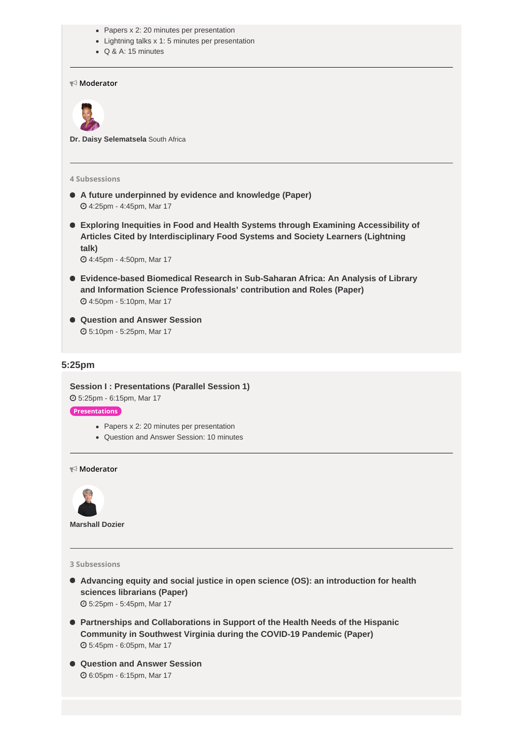- Papers x 2: 20 minutes per presentation
- Lightning talks x 1: 5 minutes per presentation
- Q & A: 15 minutes

---

Moderator

**Dr. Daisy Selematsela** South Africa

---

4 Subsessions

- **A future underpinned by evidence and knowledge (Paper)**
  4:25pm - 4:45pm, Mar 17
- **Exploring Inequities in Food and Health Systems through Examining Accessibility of Articles Cited by Interdisciplinary Food Systems and Society Learners (Lightning talk)**
  4:45pm - 4:50pm, Mar 17
- **Evidence-based Biomedical Research in Sub-Saharan Africa: An Analysis of Library and Information Science Professionals' contribution and Roles (Paper)**
  4:50pm - 5:10pm, Mar 17
- **Question and Answer Session**
  5:10pm - 5:25pm, Mar 17

## 5:25pm

### Session I : Presentations (Parallel Session 1)

5:25pm - 6:15pm, Mar 17

Presentations

- Papers x 2: 20 minutes per presentation
- Question and Answer Session: 10 minutes

---

Moderator

**Marshall Dozier**

---

3 Subsessions

- **Advancing equity and social justice in open science (OS): an introduction for health sciences librarians (Paper)**
  5:25pm - 5:45pm, Mar 17
- **Partnerships and Collaborations in Support of the Health Needs of the Hispanic Community in Southwest Virginia during the COVID-19 Pandemic (Paper)**
  5:45pm - 6:05pm, Mar 17
- **Question and Answer Session**
  6:05pm - 6:15pm, Mar 17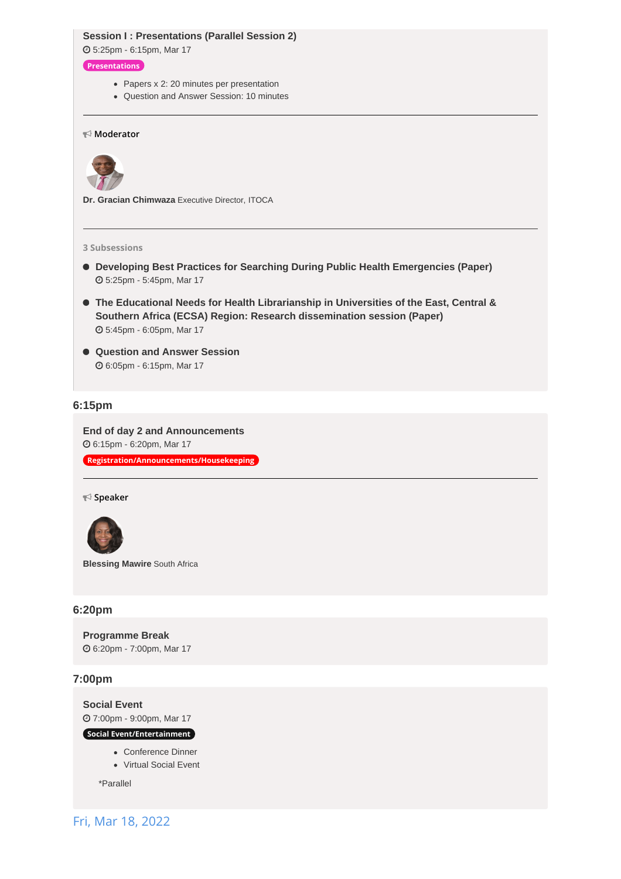### Session I : Presentations (Parallel Session 2)

5:25pm - 6:15pm, Mar 17

Presentations

- Papers x 2: 20 minutes per presentation
- Question and Answer Session: 10 minutes

---

**Moderator**

**Dr. Gracian Chimwaza** Executive Director, ITOCA

---

3 Subsessions

- **Developing Best Practices for Searching During Public Health Emergencies (Paper)**
  5:25pm - 5:45pm, Mar 17
- **The Educational Needs for Health Librarianship in Universities of the East, Central & Southern Africa (ECSA) Region: Research dissemination session (Paper)**
  5:45pm - 6:05pm, Mar 17
- **Question and Answer Session**
  6:05pm - 6:15pm, Mar 17

## 6:15pm

### End of day 2 and Announcements

6:15pm - 6:20pm, Mar 17

Registration/Announcements/Housekeeping

---

**Speaker**

**Blessing Mawire** South Africa

## 6:20pm

### Programme Break

6:20pm - 7:00pm, Mar 17

## 7:00pm

### Social Event

7:00pm - 9:00pm, Mar 17

Social Event/Entertainment

- Conference Dinner
- Virtual Social Event

*Parallel

# Fri, Mar 18, 2022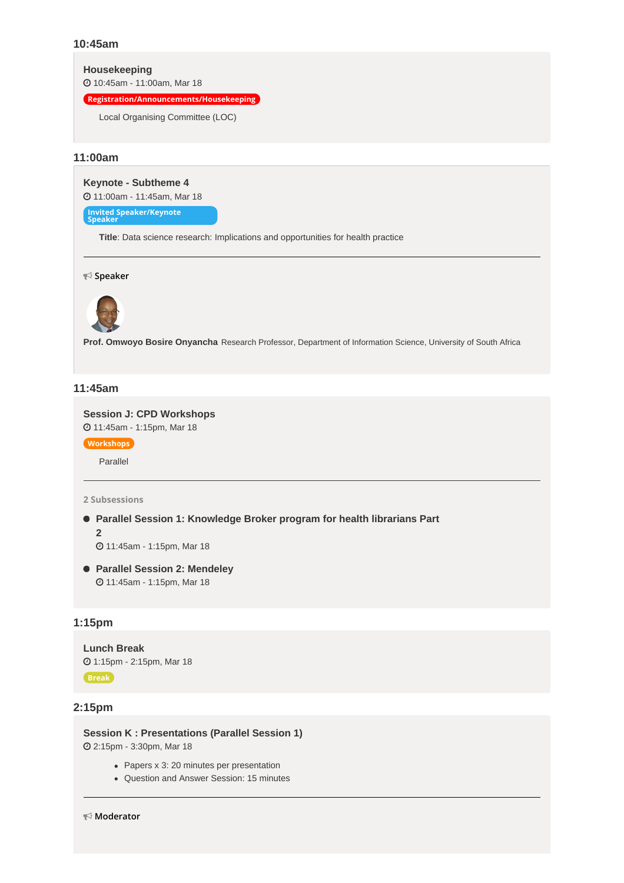## 10:45am

### Housekeeping

10:45am - 11:00am, Mar 18

Registration/Announcements/Housekeeping

Local Organising Committee (LOC)

## 11:00am

### Keynote - Subtheme 4

11:00am - 11:45am, Mar 18

Invited Speaker/Keynote Speaker

**Title**: Data science research: Implications and opportunities for health practice

---

Speaker

**Prof. Omwoyo Bosire Onyancha** Research Professor, Department of Information Science, University of South Africa

## 11:45am

### Session J: CPD Workshops

11:45am - 1:15pm, Mar 18

Workshops

Parallel

---

2 Subsessions

- **Parallel Session 1: Knowledge Broker program for health librarians Part 2**
  11:45am - 1:15pm, Mar 18
- **Parallel Session 2: Mendeley**
  11:45am - 1:15pm, Mar 18

## 1:15pm

### Lunch Break

1:15pm - 2:15pm, Mar 18

Break

## 2:15pm

### Session K : Presentations (Parallel Session 1)

2:15pm - 3:30pm, Mar 18

- Papers x 3: 20 minutes per presentation
- Question and Answer Session: 15 minutes

---

Moderator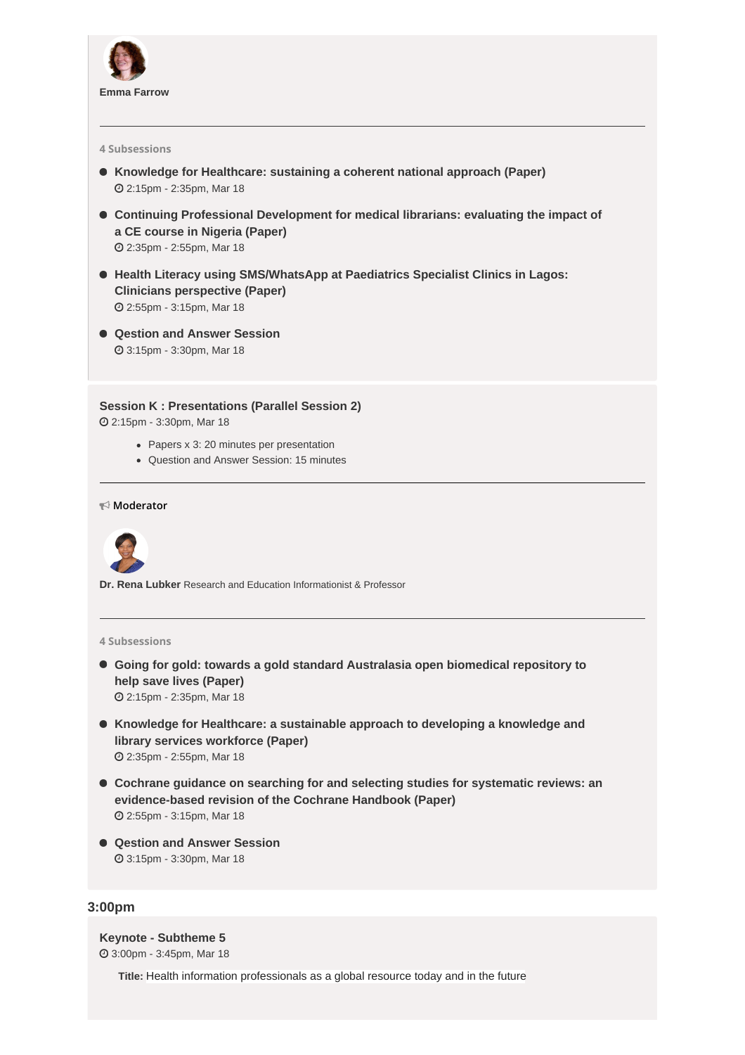**Emma Farrow**

---

4 Subsessions

- **Knowledge for Healthcare: sustaining a coherent national approach (Paper)**
  2:15pm - 2:35pm, Mar 18
- **Continuing Professional Development for medical librarians: evaluating the impact of a CE course in Nigeria (Paper)**
  2:35pm - 2:55pm, Mar 18
- **Health Literacy using SMS/WhatsApp at Paediatrics Specialist Clinics in Lagos: Clinicians perspective (Paper)**
  2:55pm - 3:15pm, Mar 18
- **Qestion and Answer Session**
  3:15pm - 3:30pm, Mar 18

### Session K : Presentations (Parallel Session 2)

2:15pm - 3:30pm, Mar 18

- Papers x 3: 20 minutes per presentation
- Question and Answer Session: 15 minutes

---

**Moderator**

**Dr. Rena Lubker** Research and Education Informationist & Professor

---

4 Subsessions

- **Going for gold: towards a gold standard Australasia open biomedical repository to help save lives (Paper)**
  2:15pm - 2:35pm, Mar 18
- **Knowledge for Healthcare: a sustainable approach to developing a knowledge and library services workforce (Paper)**
  2:35pm - 2:55pm, Mar 18
- **Cochrane guidance on searching for and selecting studies for systematic reviews: an evidence-based revision of the Cochrane Handbook (Paper)**
  2:55pm - 3:15pm, Mar 18
- **Qestion and Answer Session**
  3:15pm - 3:30pm, Mar 18

## 3:00pm

### Keynote - Subtheme 5

3:00pm - 3:45pm, Mar 18

**Title:** Health information professionals as a global resource today and in the future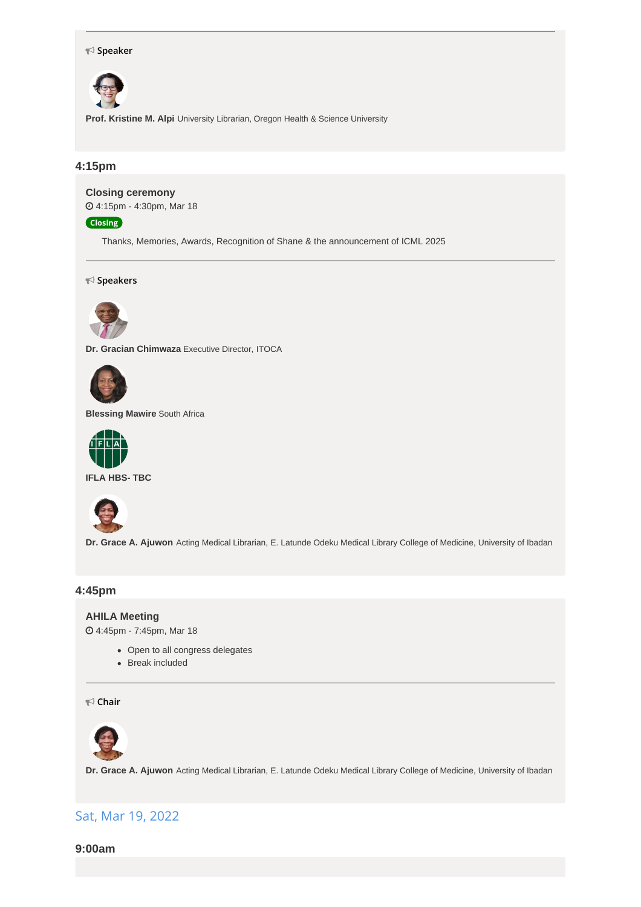Speaker

**Prof. Kristine M. Alpi** University Librarian, Oregon Health & Science University

### 4:15pm

**Closing ceremony**

4:15pm - 4:30pm, Mar 18

Closing

Thanks, Memories, Awards, Recognition of Shane & the announcement of ICML 2025

Speakers

**Dr. Gracian Chimwaza** Executive Director, ITOCA

**Blessing Mawire** South Africa

**IFLA HBS- TBC**

**Dr. Grace A. Ajuwon** Acting Medical Librarian, E. Latunde Odeku Medical Library College of Medicine, University of Ibadan

### 4:45pm

**AHILA Meeting**

4:45pm - 7:45pm, Mar 18

- Open to all congress delegates
- Break included

Chair

**Dr. Grace A. Ajuwon** Acting Medical Librarian, E. Latunde Odeku Medical Library College of Medicine, University of Ibadan

## Sat, Mar 19, 2022

### 9:00am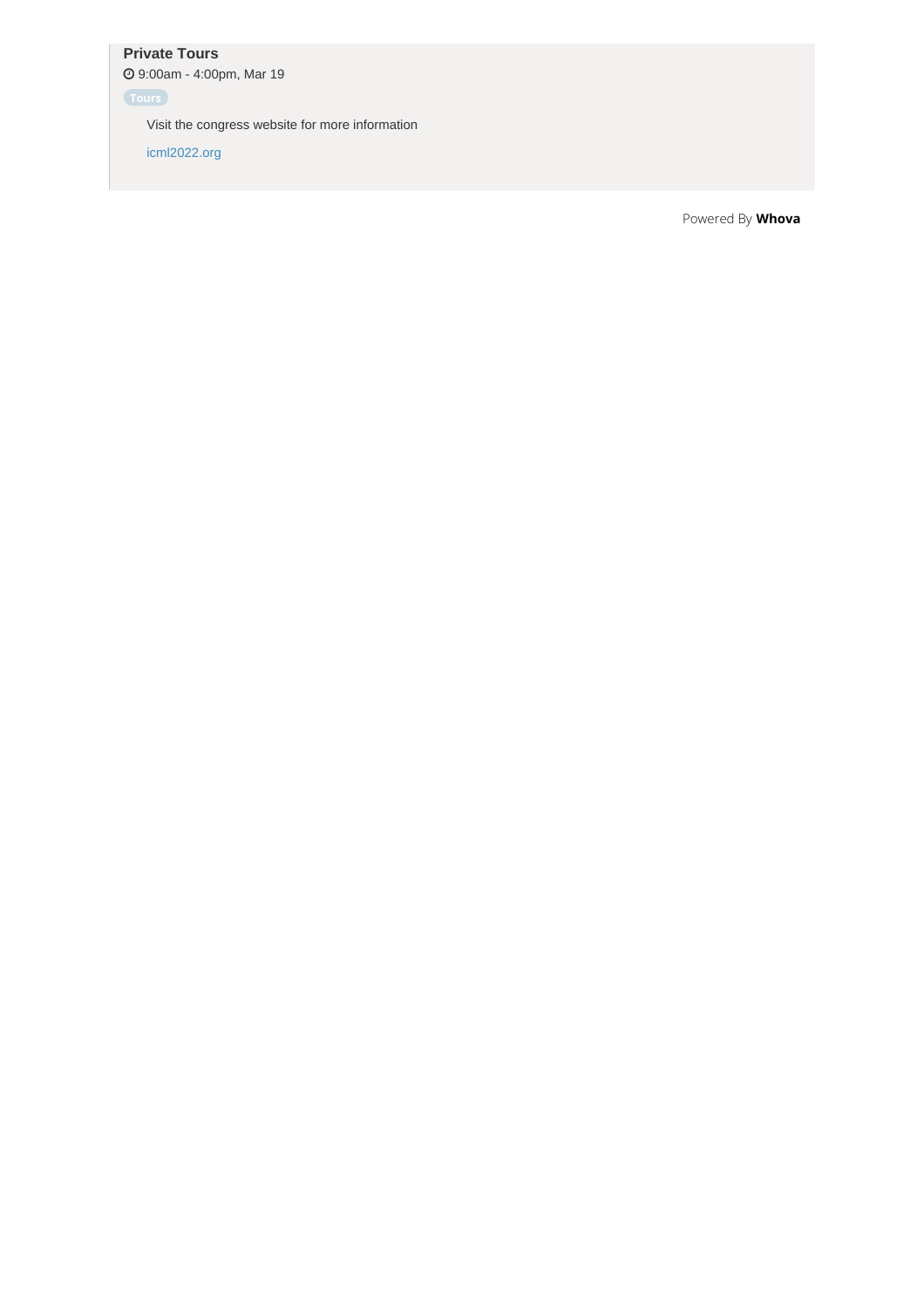**Private Tours**

9:00am - 4:00pm, Mar 19

Tours

Visit the congress website for more information

icml2022.org

Powered By **Whova**